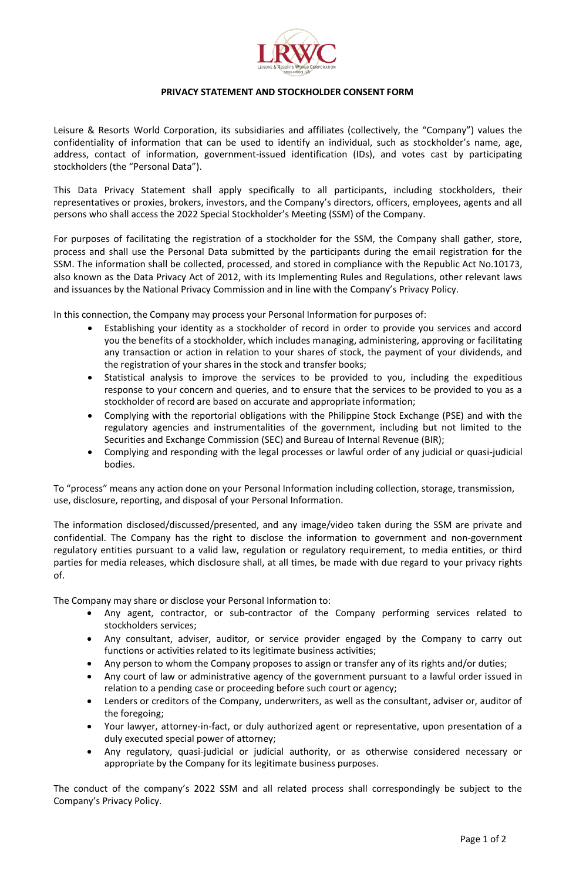# PRIVACY STATEMENT AND STOCKHOLDER CONSENT FORM

Leisure & Resorts World Corporation, its subsidiaries and affiliates (collectively, the "Company") values the confidentiality of information that can be used to identify an individual, such as stockholder's name, age, address, contact of information, government-issued identification (IDs), and votes cast by participating stockholders (the "Personal Data").

This Data Privacy Statement shall apply specifically to all participants, including stockholders, their representatives or proxies, brokers, investors, and the Company's directors, officers, employees, agents and all persons who shall access the 2022 Special Stockholder's Meeting (SSM) of the Company.

For purposes of facilitating the registration of a stockholder for the SSM, the Company shall gather, store, process and shall use the Personal Data submitted by the participants during the email registration for the SSM. The information shall be collected, processed, and stored in compliance with the Republic Act No.10173, also known as the Data Privacy Act of 2012, with its Implementing Rules and Regulations, other relevant laws and issuances by the National Privacy Commission and in line with the Company's Privacy Policy.

In this connection, the Company may process your Personal Information for purposes of:

- Establishing your identity as a stockholder of record in order to provide you services and accord you the benefits of a stockholder, which includes managing, administering, approving or facilitating any transaction or action in relation to your shares of stock, the payment of your dividends, and the registration of your shares in the stock and transfer books;
- Statistical analysis to improve the services to be provided to you, including the expeditious response to your concern and queries, and to ensure that the services to be provided to you as a stockholder of record are based on accurate and appropriate information;
- Complying with the reportorial obligations with the Philippine Stock Exchange (PSE) and with the regulatory agencies and instrumentalities of the government, including but not limited to the Securities and Exchange Commission (SEC) and Bureau of Internal Revenue (BIR);
- Complying and responding with the legal processes or lawful order of any judicial or quasi-judicial bodies.

To "process" means any action done on your Personal Information including collection, storage, transmission, use, disclosure, reporting, and disposal of your Personal Information.

The information disclosed/discussed/presented, and any image/video taken during the SSM are private and confidential. The Company has the right to disclose the information to government and non-government regulatory entities pursuant to a valid law, regulation or regulatory requirement, to media entities, or third parties for media releases, which disclosure shall, at all times, be made with due regard to your privacy rights of.

The Company may share or disclose your Personal Information to:

- Any agent, contractor, or sub-contractor of the Company performing services related to stockholders services;
- Any consultant, adviser, auditor, or service provider engaged by the Company to carry out functions or activities related to its legitimate business activities;
- Any person to whom the Company proposes to assign or transfer any of its rights and/or duties;
- Any court of law or administrative agency of the government pursuant to a lawful order issued in relation to a pending case or proceeding before such court or agency;
- Lenders or creditors of the Company, underwriters, as well as the consultant, adviser or, auditor of the foregoing;
- Your lawyer, attorney-in-fact, or duly authorized agent or representative, upon presentation of a duly executed special power of attorney;
- Any regulatory, quasi-judicial or judicial authority, or as otherwise considered necessary or appropriate by the Company for its legitimate business purposes.

The conduct of the company's 2022 SSM and all related process shall correspondingly be subject to the Company's Privacy Policy.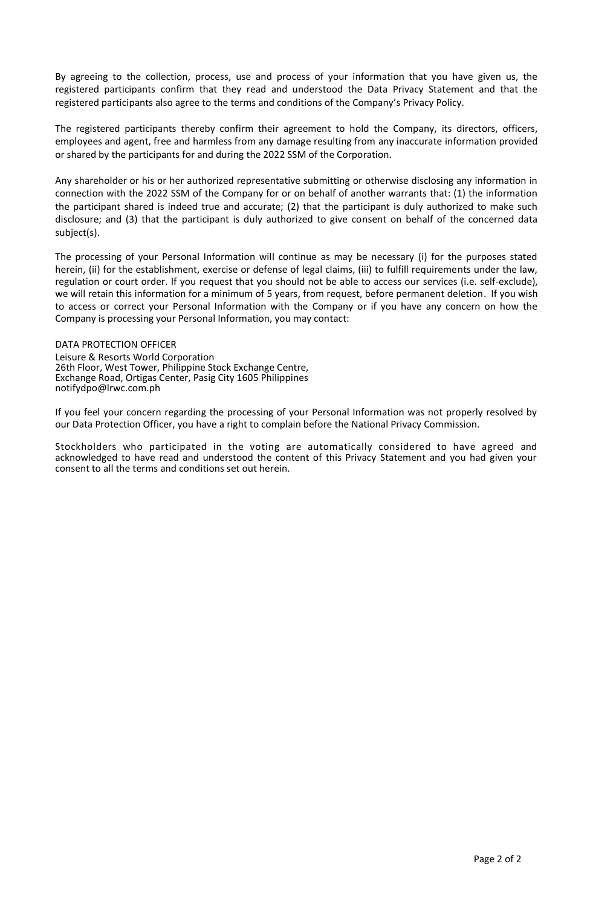By agreeing to the collection, process, use and process of your information that you have given us, the registered participants confirm that they read and understood the Data Privacy Statement and that the registered participants also agree to the terms and conditions of the Company's Privacy Policy.

The registered participants thereby confirm their agreement to hold the Company, its directors, officers, employees and agent, free and harmless from any damage resulting from any inaccurate information provided or shared by the participants for and during the 2022 SSM of the Corporation.

Any shareholder or his or her authorized representative submitting or otherwise disclosing any information in connection with the 2022 SSM of the Company for or on behalf of another warrants that: (1) the information the participant shared is indeed true and accurate; (2) that the participant is duly authorized to make such disclosure; and (3) that the participant is duly authorized to give consent on behalf of the concerned data subject(s).

The processing of your Personal Information will continue as may be necessary (i) for the purposes stated herein, (ii) for the establishment, exercise or defense of legal claims, (iii) to fulfill requirements under the law, regulation or court order. If you request that you should not be able to access our services (i.e. self-exclude), we will retain this information for a minimum of 5 years, from request, before permanent deletion. If you wish to access or correct your Personal Information with the Company or if you have any concern on how the Company is processing your Personal Information, you may contact:

DATA PROTECTION OFFICER
Leisure & Resorts World Corporation
26th Floor, West Tower, Philippine Stock Exchange Centre,
Exchange Road, Ortigas Center, Pasig City 1605 Philippines
notifydpo@lrwc.com.ph

If you feel your concern regarding the processing of your Personal Information was not properly resolved by our Data Protection Officer, you have a right to complain before the National Privacy Commission.

Stockholders who participated in the voting are automatically considered to have agreed and acknowledged to have read and understood the content of this Privacy Statement and you had given your consent to all the terms and conditions set out herein.